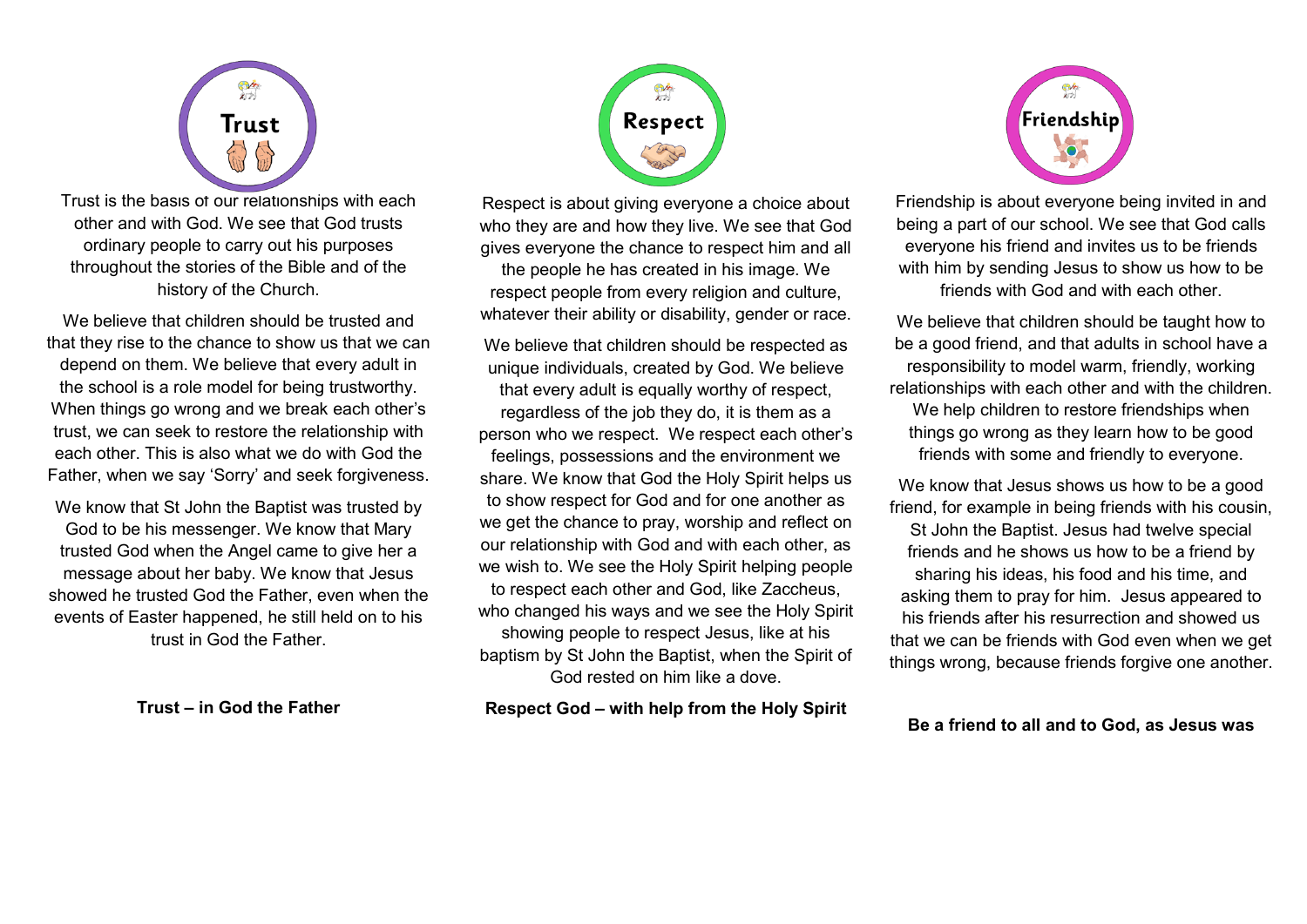## Trust

Trust is the basis of our relationships with each other and with God. We see that God trusts ordinary people to carry out his purposes throughout the stories of the Bible and of the history of the Church.

We believe that children should be trusted and that they rise to the chance to show us that we can depend on them. We believe that every adult in the school is a role model for being trustworthy. When things go wrong and we break each other's trust, we can seek to restore the relationship with each other. This is also what we do with God the Father, when we say 'Sorry' and seek forgiveness.

We know that St John the Baptist was trusted by God to be his messenger. We know that Mary trusted God when the Angel came to give her a message about her baby. We know that Jesus showed he trusted God the Father, even when the events of Easter happened, he still held on to his trust in God the Father.

**Trust – in God the Father**

## Respect

Respect is about giving everyone a choice about who they are and how they live. We see that God gives everyone the chance to respect him and all the people he has created in his image. We respect people from every religion and culture, whatever their ability or disability, gender or race.

We believe that children should be respected as unique individuals, created by God. We believe that every adult is equally worthy of respect, regardless of the job they do, it is them as a person who we respect. We respect each other's feelings, possessions and the environment we share. We know that God the Holy Spirit helps us to show respect for God and for one another as we get the chance to pray, worship and reflect on our relationship with God and with each other, as we wish to. We see the Holy Spirit helping people to respect each other and God, like Zaccheus, who changed his ways and we see the Holy Spirit showing people to respect Jesus, like at his baptism by St John the Baptist, when the Spirit of God rested on him like a dove.

**Respect God – with help from the Holy Spirit**

## Friendship

Friendship is about everyone being invited in and being a part of our school. We see that God calls everyone his friend and invites us to be friends with him by sending Jesus to show us how to be friends with God and with each other.

We believe that children should be taught how to be a good friend, and that adults in school have a responsibility to model warm, friendly, working relationships with each other and with the children. We help children to restore friendships when things go wrong as they learn how to be good friends with some and friendly to everyone.

We know that Jesus shows us how to be a good friend, for example in being friends with his cousin, St John the Baptist. Jesus had twelve special friends and he shows us how to be a friend by sharing his ideas, his food and his time, and asking them to pray for him. Jesus appeared to his friends after his resurrection and showed us that we can be friends with God even when we get things wrong, because friends forgive one another.

**Be a friend to all and to God, as Jesus was**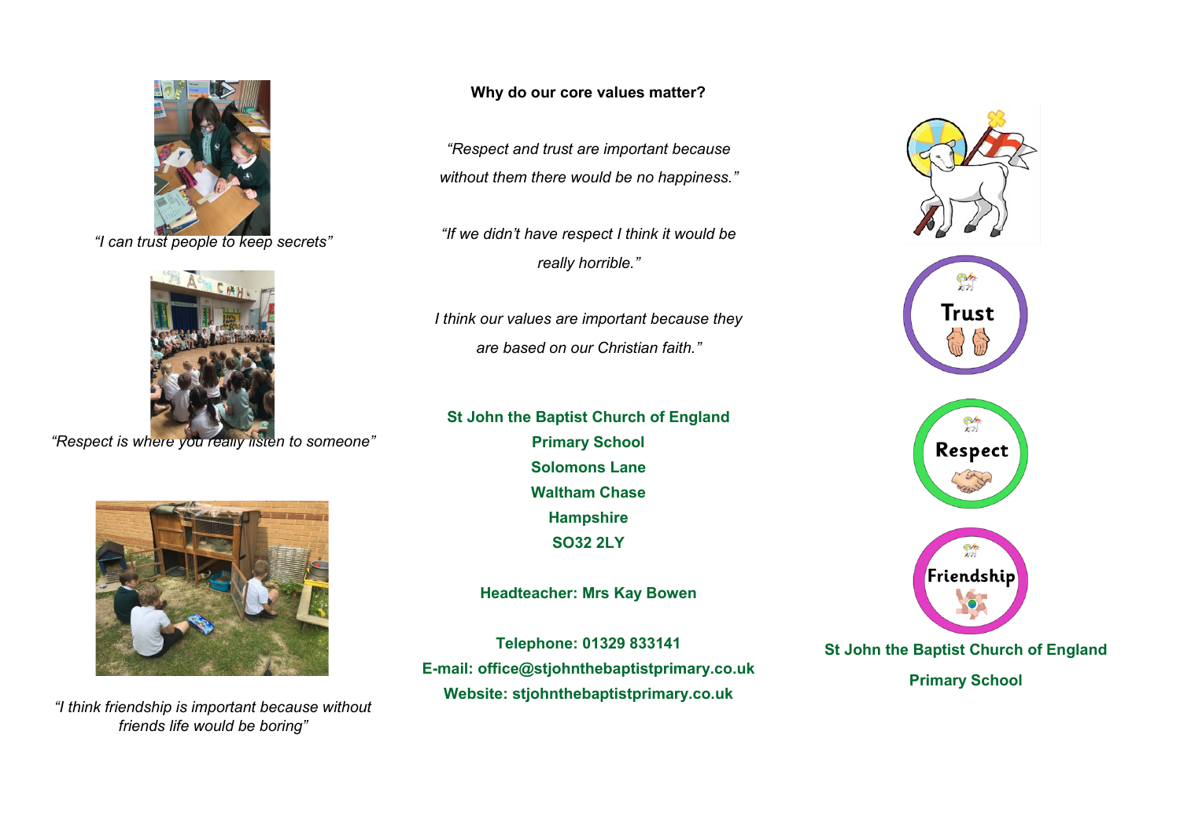*"I can trust people to keep secrets"*

*"Respect is where you really listen to someone"*

*"I think friendship is important because without friends life would be boring"*

**Why do our core values matter?**

*"Respect and trust are important because without them there would be no happiness."*

*"If we didn't have respect I think it would be really horrible."*

*I think our values are important because they are based on our Christian faith."*

**St John the Baptist Church of England Primary School**
**Solomons Lane**
**Waltham Chase**
**Hampshire**
**SO32 2LY**

**Headteacher: Mrs Kay Bowen**

**Telephone: 01329 833141**
**E-mail: office@stjohnthebaptistprimary.co.uk**
**Website: stjohnthebaptistprimary.co.uk**

Trust

Respect

Friendship

**St John the Baptist Church of England Primary School**